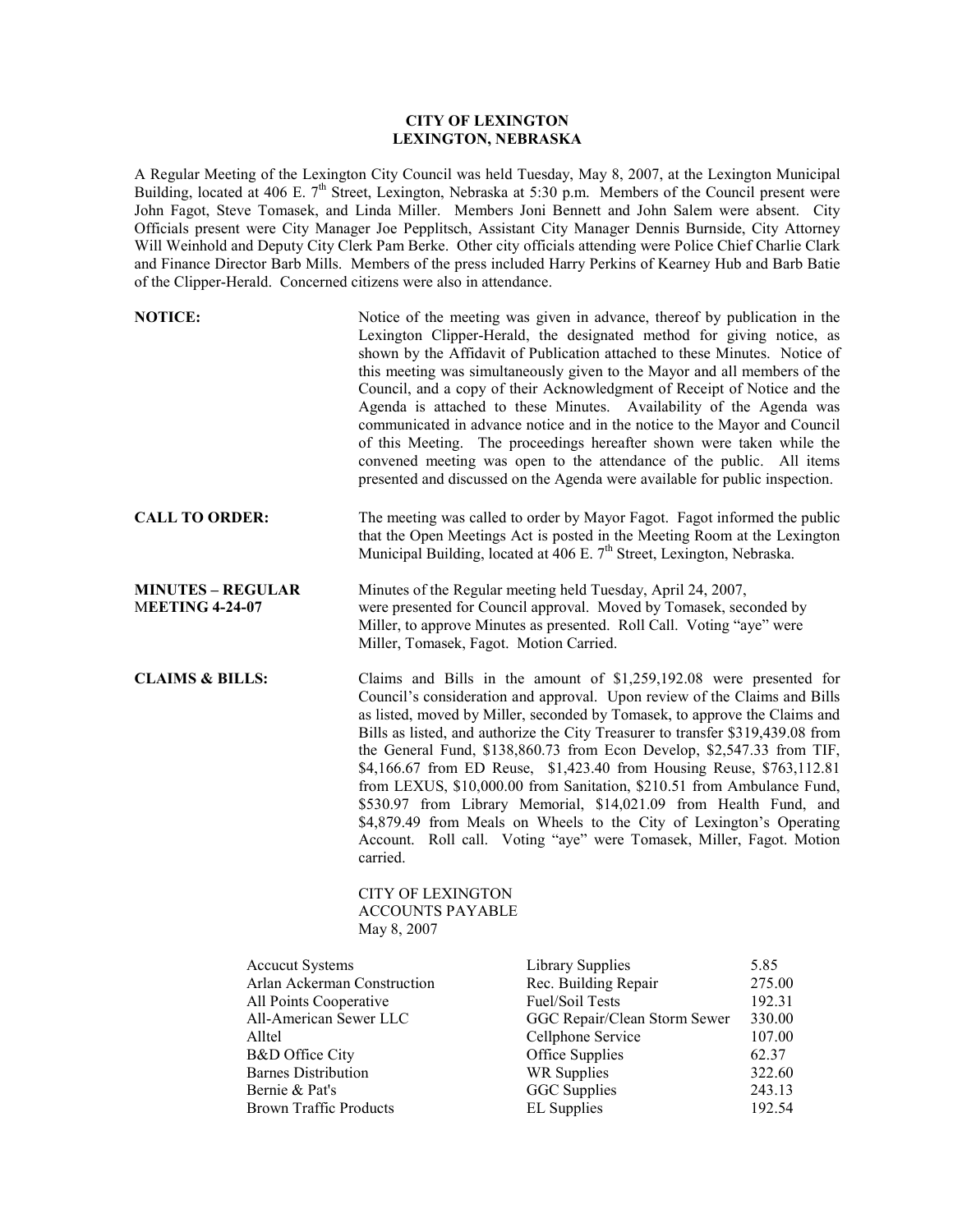**CITY OF LEXINGTON**
**LEXINGTON, NEBRASKA**

A Regular Meeting of the Lexington City Council was held Tuesday, May 8, 2007, at the Lexington Municipal Building, located at 406 E. 7th Street, Lexington, Nebraska at 5:30 p.m. Members of the Council present were John Fagot, Steve Tomasek, and Linda Miller. Members Joni Bennett and John Salem were absent. City Officials present were City Manager Joe Pepplitsch, Assistant City Manager Dennis Burnside, City Attorney Will Weinhold and Deputy City Clerk Pam Berke. Other city officials attending were Police Chief Charlie Clark and Finance Director Barb Mills. Members of the press included Harry Perkins of Kearney Hub and Barb Batie of the Clipper-Herald. Concerned citizens were also in attendance.

**NOTICE:** Notice of the meeting was given in advance, thereof by publication in the Lexington Clipper-Herald, the designated method for giving notice, as shown by the Affidavit of Publication attached to these Minutes. Notice of this meeting was simultaneously given to the Mayor and all members of the Council, and a copy of their Acknowledgment of Receipt of Notice and the Agenda is attached to these Minutes. Availability of the Agenda was communicated in advance notice and in the notice to the Mayor and Council of this Meeting. The proceedings hereafter shown were taken while the convened meeting was open to the attendance of the public. All items presented and discussed on the Agenda were available for public inspection.

**CALL TO ORDER:** The meeting was called to order by Mayor Fagot. Fagot informed the public that the Open Meetings Act is posted in the Meeting Room at the Lexington Municipal Building, located at 406 E. 7th Street, Lexington, Nebraska.

**MINUTES – REGULAR MEETING 4-24-07** Minutes of the Regular meeting held Tuesday, April 24, 2007, were presented for Council approval. Moved by Tomasek, seconded by Miller, to approve Minutes as presented. Roll Call. Voting "aye" were Miller, Tomasek, Fagot. Motion Carried.

**CLAIMS & BILLS:** Claims and Bills in the amount of $1,259,192.08 were presented for Council's consideration and approval. Upon review of the Claims and Bills as listed, moved by Miller, seconded by Tomasek, to approve the Claims and Bills as listed, and authorize the City Treasurer to transfer $319,439.08 from the General Fund, $138,860.73 from Econ Develop, $2,547.33 from TIF, $4,166.67 from ED Reuse, $1,423.40 from Housing Reuse, $763,112.81 from LEXUS, $10,000.00 from Sanitation, $210.51 from Ambulance Fund, $530.97 from Library Memorial, $14,021.09 from Health Fund, and $4,879.49 from Meals on Wheels to the City of Lexington's Operating Account. Roll call. Voting "aye" were Tomasek, Miller, Fagot. Motion carried.

CITY OF LEXINGTON
ACCOUNTS PAYABLE
May 8, 2007

| | | |
|---|---|---|
| Accucut Systems | Library Supplies | 5.85 |
| Arlan Ackerman Construction | Rec. Building Repair | 275.00 |
| All Points Cooperative | Fuel/Soil Tests | 192.31 |
| All-American Sewer LLC | GGC Repair/Clean Storm Sewer | 330.00 |
| Alltel | Cellphone Service | 107.00 |
| B&D Office City | Office Supplies | 62.37 |
| Barnes Distribution | WR Supplies | 322.60 |
| Bernie & Pat's | GGC Supplies | 243.13 |
| Brown Traffic Products | EL Supplies | 192.54 |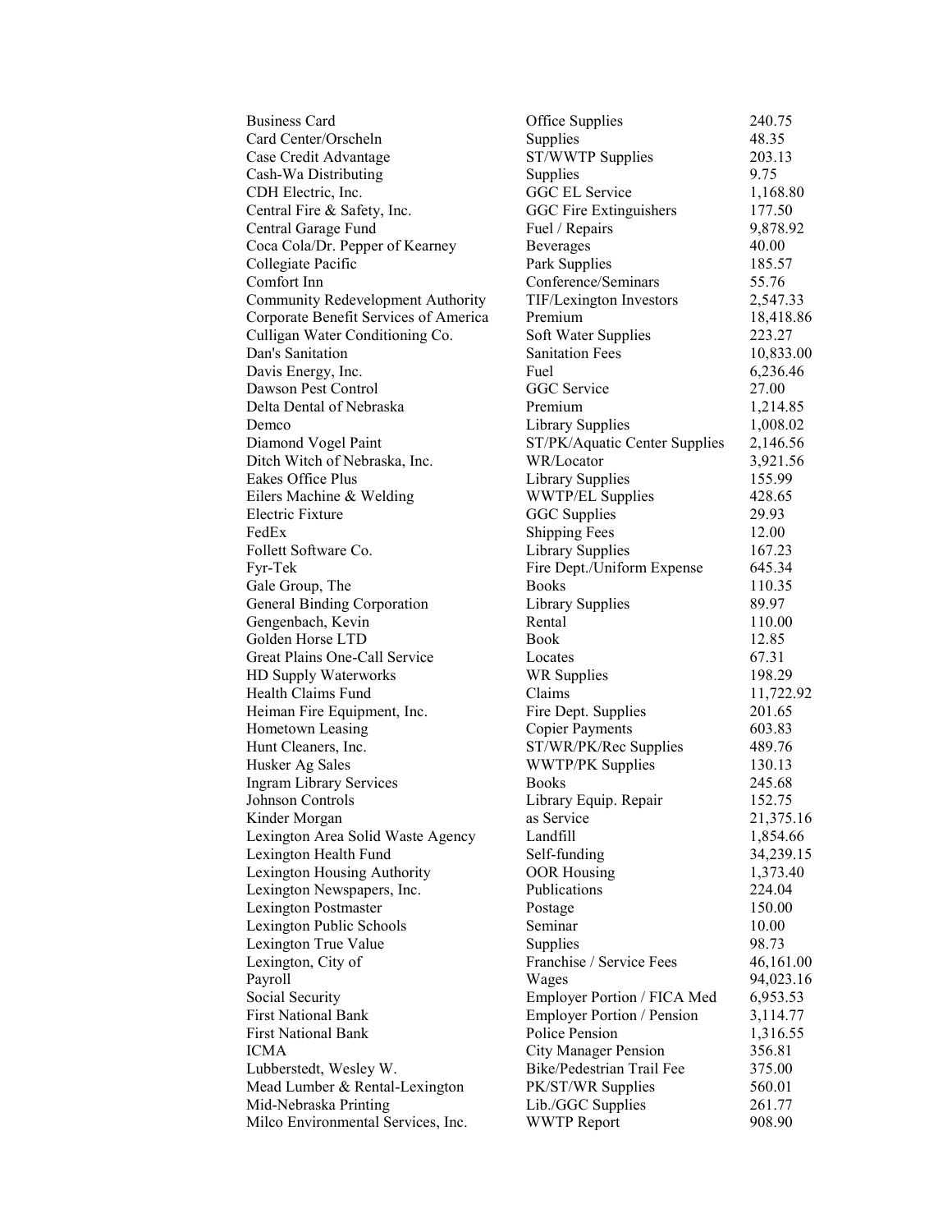| | | |
|---|---|---|
| Business Card | Office Supplies | 240.75 |
| Card Center/Orscheln | Supplies | 48.35 |
| Case Credit Advantage | ST/WWTP Supplies | 203.13 |
| Cash-Wa Distributing | Supplies | 9.75 |
| CDH Electric, Inc. | GGC EL Service | 1,168.80 |
| Central Fire & Safety, Inc. | GGC Fire Extinguishers | 177.50 |
| Central Garage Fund | Fuel / Repairs | 9,878.92 |
| Coca Cola/Dr. Pepper of Kearney | Beverages | 40.00 |
| Collegiate Pacific | Park Supplies | 185.57 |
| Comfort Inn | Conference/Seminars | 55.76 |
| Community Redevelopment Authority | TIF/Lexington Investors | 2,547.33 |
| Corporate Benefit Services of America | Premium | 18,418.86 |
| Culligan Water Conditioning Co. | Soft Water Supplies | 223.27 |
| Dan's Sanitation | Sanitation Fees | 10,833.00 |
| Davis Energy, Inc. | Fuel | 6,236.46 |
| Dawson Pest Control | GGC Service | 27.00 |
| Delta Dental of Nebraska | Premium | 1,214.85 |
| Demco | Library Supplies | 1,008.02 |
| Diamond Vogel Paint | ST/PK/Aquatic Center Supplies | 2,146.56 |
| Ditch Witch of Nebraska, Inc. | WR/Locator | 3,921.56 |
| Eakes Office Plus | Library Supplies | 155.99 |
| Eilers Machine & Welding | WWTP/EL Supplies | 428.65 |
| Electric Fixture | GGC Supplies | 29.93 |
| FedEx | Shipping Fees | 12.00 |
| Follett Software Co. | Library Supplies | 167.23 |
| Fyr-Tek | Fire Dept./Uniform Expense | 645.34 |
| Gale Group, The | Books | 110.35 |
| General Binding Corporation | Library Supplies | 89.97 |
| Gengenbach, Kevin | Rental | 110.00 |
| Golden Horse LTD | Book | 12.85 |
| Great Plains One-Call Service | Locates | 67.31 |
| HD Supply Waterworks | WR Supplies | 198.29 |
| Health Claims Fund | Claims | 11,722.92 |
| Heiman Fire Equipment, Inc. | Fire Dept. Supplies | 201.65 |
| Hometown Leasing | Copier Payments | 603.83 |
| Hunt Cleaners, Inc. | ST/WR/PK/Rec Supplies | 489.76 |
| Husker Ag Sales | WWTP/PK Supplies | 130.13 |
| Ingram Library Services | Books | 245.68 |
| Johnson Controls | Library Equip. Repair | 152.75 |
| Kinder Morgan | as Service | 21,375.16 |
| Lexington Area Solid Waste Agency | Landfill | 1,854.66 |
| Lexington Health Fund | Self-funding | 34,239.15 |
| Lexington Housing Authority | OOR Housing | 1,373.40 |
| Lexington Newspapers, Inc. | Publications | 224.04 |
| Lexington Postmaster | Postage | 150.00 |
| Lexington Public Schools | Seminar | 10.00 |
| Lexington True Value | Supplies | 98.73 |
| Lexington, City of | Franchise / Service Fees | 46,161.00 |
| Payroll | Wages | 94,023.16 |
| Social Security | Employer Portion / FICA Med | 6,953.53 |
| First National Bank | Employer Portion / Pension | 3,114.77 |
| First National Bank | Police Pension | 1,316.55 |
| ICMA | City Manager Pension | 356.81 |
| Lubberstedt, Wesley W. | Bike/Pedestrian Trail Fee | 375.00 |
| Mead Lumber & Rental-Lexington | PK/ST/WR Supplies | 560.01 |
| Mid-Nebraska Printing | Lib./GGC Supplies | 261.77 |
| Milco Environmental Services, Inc. | WWTP Report | 908.90 |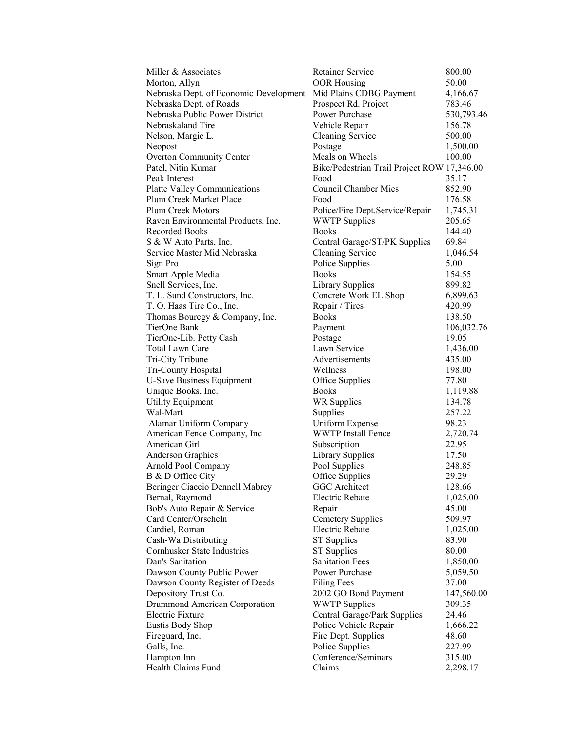| | | |
|---|---|---|
| Miller & Associates | Retainer Service | 800.00 |
| Morton, Allyn | OOR Housing | 50.00 |
| Nebraska Dept. of Economic Development | Mid Plains CDBG Payment | 4,166.67 |
| Nebraska Dept. of Roads | Prospect Rd. Project | 783.46 |
| Nebraska Public Power District | Power Purchase | 530,793.46 |
| Nebraskaland Tire | Vehicle Repair | 156.78 |
| Nelson, Margie L. | Cleaning Service | 500.00 |
| Neopost | Postage | 1,500.00 |
| Overton Community Center | Meals on Wheels | 100.00 |
| Patel, Nitin Kumar | Bike/Pedestrian Trail Project ROW | 17,346.00 |
| Peak Interest | Food | 35.17 |
| Platte Valley Communications | Council Chamber Mics | 852.90 |
| Plum Creek Market Place | Food | 176.58 |
| Plum Creek Motors | Police/Fire Dept.Service/Repair | 1,745.31 |
| Raven Environmental Products, Inc. | WWTP Supplies | 205.65 |
| Recorded Books | Books | 144.40 |
| S & W Auto Parts, Inc. | Central Garage/ST/PK Supplies | 69.84 |
| Service Master Mid Nebraska | Cleaning Service | 1,046.54 |
| Sign Pro | Police Supplies | 5.00 |
| Smart Apple Media | Books | 154.55 |
| Snell Services, Inc. | Library Supplies | 899.82 |
| T. L. Sund Constructors, Inc. | Concrete Work EL Shop | 6,899.63 |
| T. O. Haas Tire Co., Inc. | Repair / Tires | 420.99 |
| Thomas Bouregy & Company, Inc. | Books | 138.50 |
| TierOne Bank | Payment | 106,032.76 |
| TierOne-Lib. Petty Cash | Postage | 19.05 |
| Total Lawn Care | Lawn Service | 1,436.00 |
| Tri-City Tribune | Advertisements | 435.00 |
| Tri-County Hospital | Wellness | 198.00 |
| U-Save Business Equipment | Office Supplies | 77.80 |
| Unique Books, Inc. | Books | 1,119.88 |
| Utility Equipment | WR Supplies | 134.78 |
| Wal-Mart | Supplies | 257.22 |
| Alamar Uniform Company | Uniform Expense | 98.23 |
| American Fence Company, Inc. | WWTP Install Fence | 2,720.74 |
| American Girl | Subscription | 22.95 |
| Anderson Graphics | Library Supplies | 17.50 |
| Arnold Pool Company | Pool Supplies | 248.85 |
| B & D Office City | Office Supplies | 29.29 |
| Beringer Ciaccio Dennell Mabrey | GGC Architect | 128.66 |
| Bernal, Raymond | Electric Rebate | 1,025.00 |
| Bob's Auto Repair & Service | Repair | 45.00 |
| Card Center/Orscheln | Cemetery Supplies | 509.97 |
| Cardiel, Roman | Electric Rebate | 1,025.00 |
| Cash-Wa Distributing | ST Supplies | 83.90 |
| Cornhusker State Industries | ST Supplies | 80.00 |
| Dan's Sanitation | Sanitation Fees | 1,850.00 |
| Dawson County Public Power | Power Purchase | 5,059.50 |
| Dawson County Register of Deeds | Filing Fees | 37.00 |
| Depository Trust Co. | 2002 GO Bond Payment | 147,560.00 |
| Drummond American Corporation | WWTP Supplies | 309.35 |
| Electric Fixture | Central Garage/Park Supplies | 24.46 |
| Eustis Body Shop | Police Vehicle Repair | 1,666.22 |
| Fireguard, Inc. | Fire Dept. Supplies | 48.60 |
| Galls, Inc. | Police Supplies | 227.99 |
| Hampton Inn | Conference/Seminars | 315.00 |
| Health Claims Fund | Claims | 2,298.17 |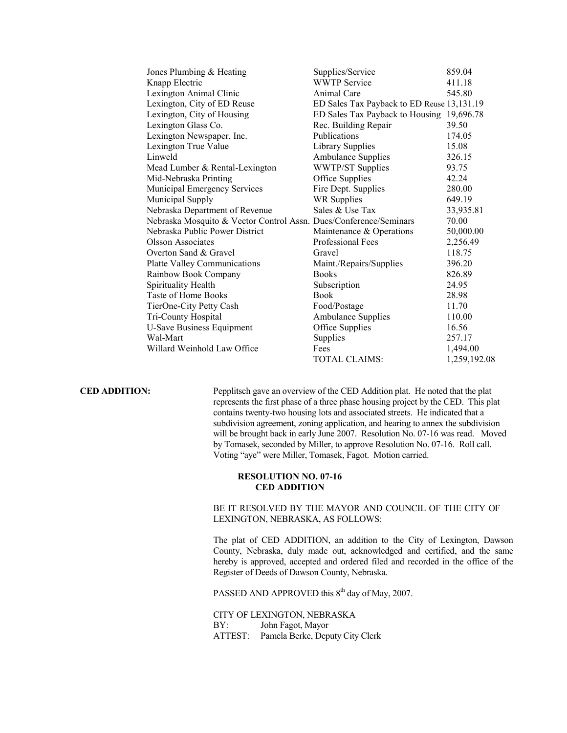| | | |
|---|---|---|
| Jones Plumbing & Heating | Supplies/Service | 859.04 |
| Knapp Electric | WWTP Service | 411.18 |
| Lexington Animal Clinic | Animal Care | 545.80 |
| Lexington, City of ED Reuse | ED Sales Tax Payback to ED Reuse | 13,131.19 |
| Lexington, City of Housing | ED Sales Tax Payback to Housing | 19,696.78 |
| Lexington Glass Co. | Rec. Building Repair | 39.50 |
| Lexington Newspaper, Inc. | Publications | 174.05 |
| Lexington True Value | Library Supplies | 15.08 |
| Linweld | Ambulance Supplies | 326.15 |
| Mead Lumber & Rental-Lexington | WWTP/ST Supplies | 93.75 |
| Mid-Nebraska Printing | Office Supplies | 42.24 |
| Municipal Emergency Services | Fire Dept. Supplies | 280.00 |
| Municipal Supply | WR Supplies | 649.19 |
| Nebraska Department of Revenue | Sales & Use Tax | 33,935.81 |
| Nebraska Mosquito & Vector Control Assn. | Dues/Conference/Seminars | 70.00 |
| Nebraska Public Power District | Maintenance & Operations | 50,000.00 |
| Olsson Associates | Professional Fees | 2,256.49 |
| Overton Sand & Gravel | Gravel | 118.75 |
| Platte Valley Communications | Maint./Repairs/Supplies | 396.20 |
| Rainbow Book Company | Books | 826.89 |
| Spirituality Health | Subscription | 24.95 |
| Taste of Home Books | Book | 28.98 |
| TierOne-City Petty Cash | Food/Postage | 11.70 |
| Tri-County Hospital | Ambulance Supplies | 110.00 |
| U-Save Business Equipment | Office Supplies | 16.56 |
| Wal-Mart | Supplies | 257.17 |
| Willard Weinhold Law Office | Fees | 1,494.00 |
| | TOTAL CLAIMS: | 1,259,192.08 |

**CED ADDITION:** Pepplitsch gave an overview of the CED Addition plat. He noted that the plat represents the first phase of a three phase housing project by the CED. This plat contains twenty-two housing lots and associated streets. He indicated that a subdivision agreement, zoning application, and hearing to annex the subdivision will be brought back in early June 2007. Resolution No. 07-16 was read. Moved by Tomasek, seconded by Miller, to approve Resolution No. 07-16. Roll call. Voting "aye" were Miller, Tomasek, Fagot. Motion carried.

**RESOLUTION NO. 07-16**
**CED ADDITION**

BE IT RESOLVED BY THE MAYOR AND COUNCIL OF THE CITY OF LEXINGTON, NEBRASKA, AS FOLLOWS:

The plat of CED ADDITION, an addition to the City of Lexington, Dawson County, Nebraska, duly made out, acknowledged and certified, and the same hereby is approved, accepted and ordered filed and recorded in the office of the Register of Deeds of Dawson County, Nebraska.

PASSED AND APPROVED this 8th day of May, 2007.

CITY OF LEXINGTON, NEBRASKA
BY: John Fagot, Mayor
ATTEST: Pamela Berke, Deputy City Clerk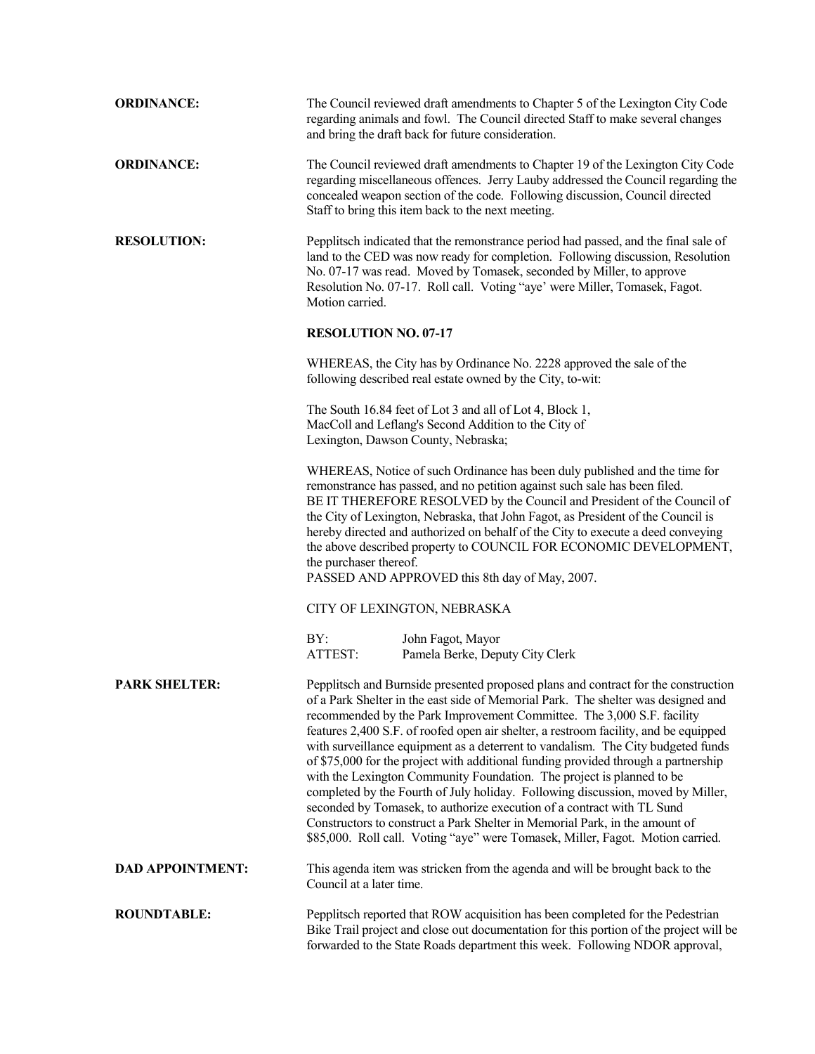**ORDINANCE:** The Council reviewed draft amendments to Chapter 5 of the Lexington City Code regarding animals and fowl. The Council directed Staff to make several changes and bring the draft back for future consideration.

**ORDINANCE:** The Council reviewed draft amendments to Chapter 19 of the Lexington City Code regarding miscellaneous offences. Jerry Lauby addressed the Council regarding the concealed weapon section of the code. Following discussion, Council directed Staff to bring this item back to the next meeting.

**RESOLUTION:** Pepplitsch indicated that the remonstrance period had passed, and the final sale of land to the CED was now ready for completion. Following discussion, Resolution No. 07-17 was read. Moved by Tomasek, seconded by Miller, to approve Resolution No. 07-17. Roll call. Voting "aye' were Miller, Tomasek, Fagot. Motion carried.

**RESOLUTION NO. 07-17**

WHEREAS, the City has by Ordinance No. 2228 approved the sale of the following described real estate owned by the City, to-wit:

The South 16.84 feet of Lot 3 and all of Lot 4, Block 1, MacColl and Leflang's Second Addition to the City of Lexington, Dawson County, Nebraska;

WHEREAS, Notice of such Ordinance has been duly published and the time for remonstrance has passed, and no petition against such sale has been filed.
BE IT THEREFORE RESOLVED by the Council and President of the Council of the City of Lexington, Nebraska, that John Fagot, as President of the Council is hereby directed and authorized on behalf of the City to execute a deed conveying the above described property to COUNCIL FOR ECONOMIC DEVELOPMENT, the purchaser thereof.
PASSED AND APPROVED this 8th day of May, 2007.

CITY OF LEXINGTON, NEBRASKA

BY: John Fagot, Mayor
ATTEST: Pamela Berke, Deputy City Clerk

**PARK SHELTER:** Pepplitsch and Burnside presented proposed plans and contract for the construction of a Park Shelter in the east side of Memorial Park. The shelter was designed and recommended by the Park Improvement Committee. The 3,000 S.F. facility features 2,400 S.F. of roofed open air shelter, a restroom facility, and be equipped with surveillance equipment as a deterrent to vandalism. The City budgeted funds of $75,000 for the project with additional funding provided through a partnership with the Lexington Community Foundation. The project is planned to be completed by the Fourth of July holiday. Following discussion, moved by Miller, seconded by Tomasek, to authorize execution of a contract with TL Sund Constructors to construct a Park Shelter in Memorial Park, in the amount of $85,000. Roll call. Voting "aye" were Tomasek, Miller, Fagot. Motion carried.

**DAD APPOINTMENT:** This agenda item was stricken from the agenda and will be brought back to the Council at a later time.

**ROUNDTABLE:** Pepplitsch reported that ROW acquisition has been completed for the Pedestrian Bike Trail project and close out documentation for this portion of the project will be forwarded to the State Roads department this week. Following NDOR approval,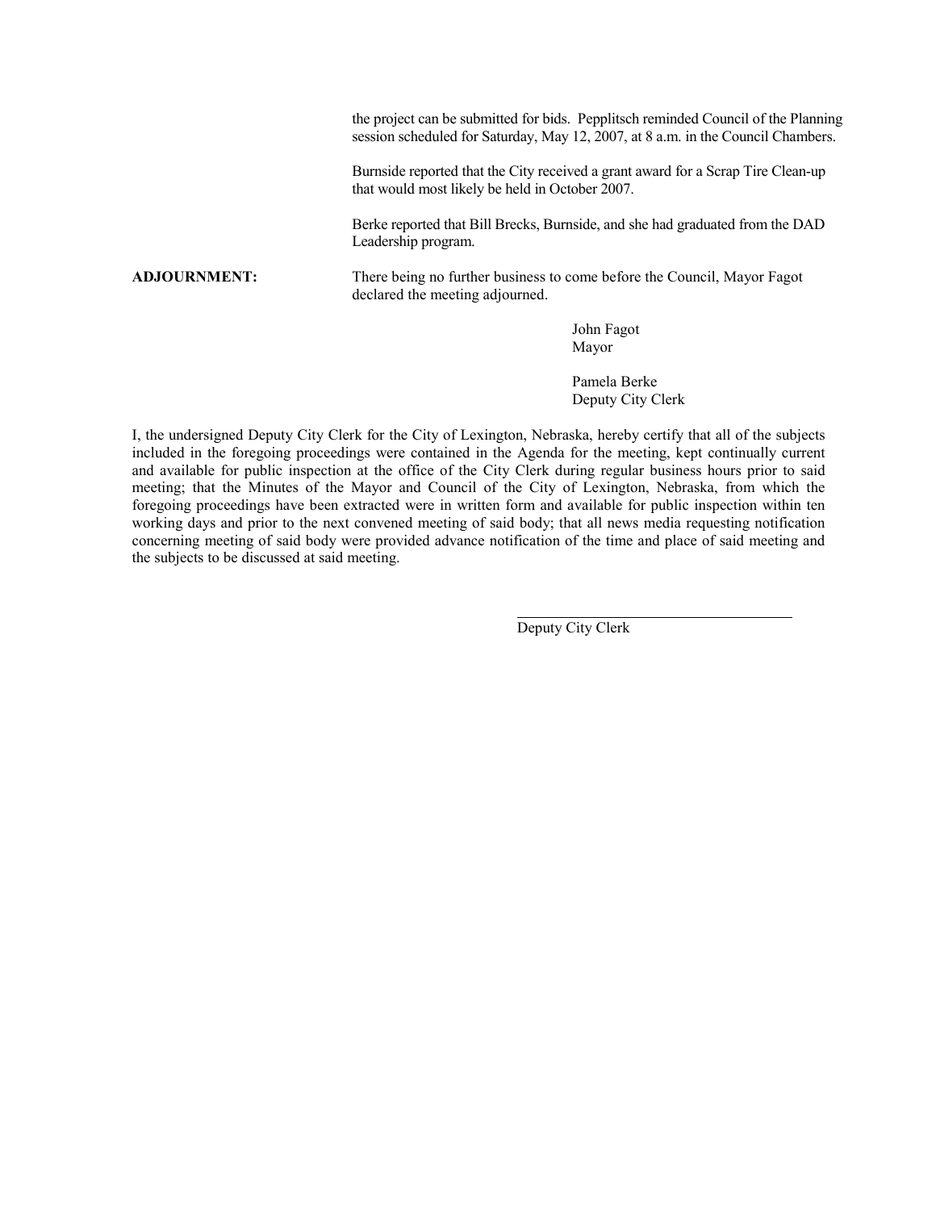the project can be submitted for bids. Pepplitsch reminded Council of the Planning session scheduled for Saturday, May 12, 2007, at 8 a.m. in the Council Chambers.

Burnside reported that the City received a grant award for a Scrap Tire Clean-up that would most likely be held in October 2007.

Berke reported that Bill Brecks, Burnside, and she had graduated from the DAD Leadership program.

**ADJOURNMENT:** There being no further business to come before the Council, Mayor Fagot declared the meeting adjourned.

John Fagot
Mayor

Pamela Berke
Deputy City Clerk

I, the undersigned Deputy City Clerk for the City of Lexington, Nebraska, hereby certify that all of the subjects included in the foregoing proceedings were contained in the Agenda for the meeting, kept continually current and available for public inspection at the office of the City Clerk during regular business hours prior to said meeting; that the Minutes of the Mayor and Council of the City of Lexington, Nebraska, from which the foregoing proceedings have been extracted were in written form and available for public inspection within ten working days and prior to the next convened meeting of said body; that all news media requesting notification concerning meeting of said body were provided advance notification of the time and place of said meeting and the subjects to be discussed at said meeting.

\_\_\_\_\_\_\_\_\_\_\_\_\_\_\_\_\_\_\_\_\_\_\_\_\_\_\_\_\_\_\_\_\_\_\_\_

Deputy City Clerk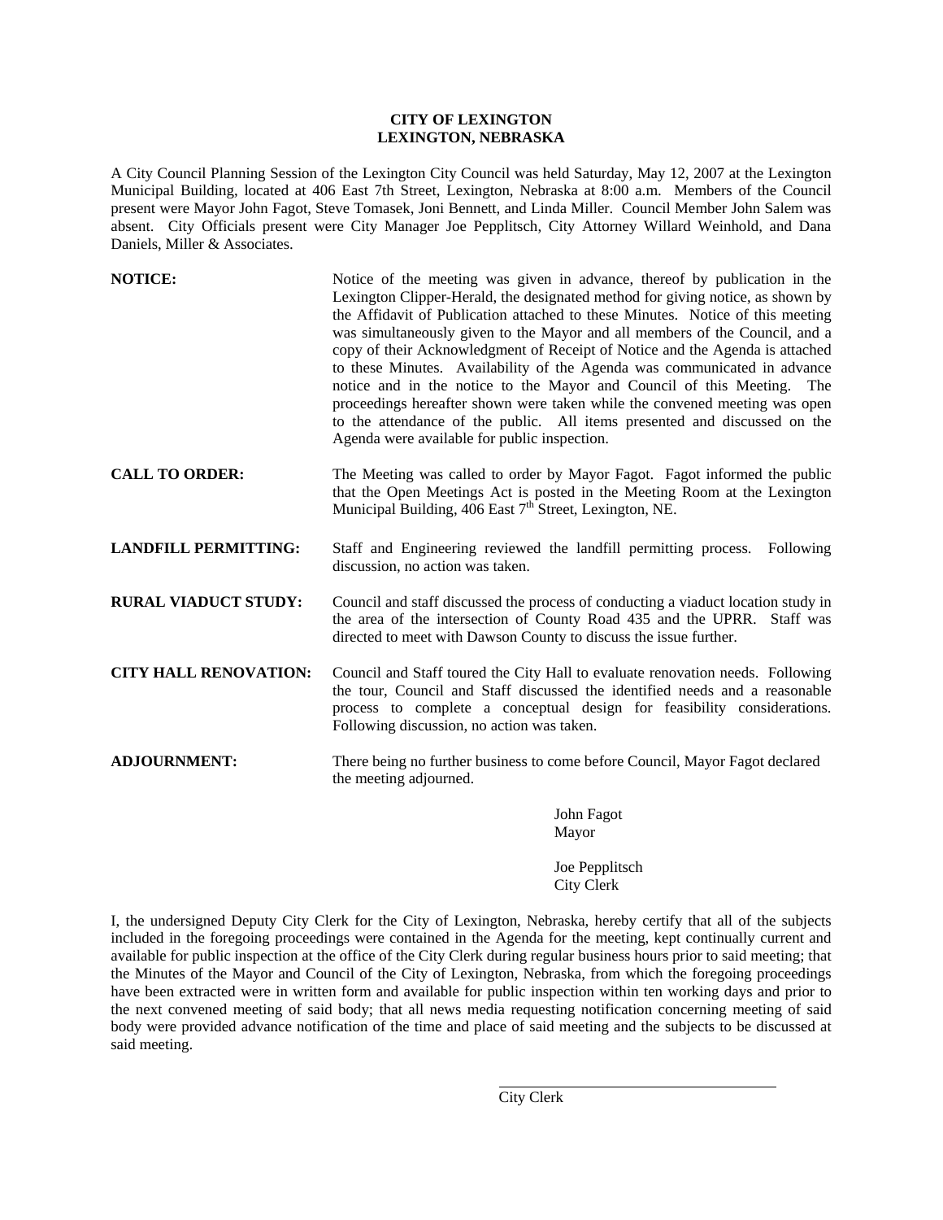**CITY OF LEXINGTON**
**LEXINGTON, NEBRASKA**

A City Council Planning Session of the Lexington City Council was held Saturday, May 12, 2007 at the Lexington Municipal Building, located at 406 East 7th Street, Lexington, Nebraska at 8:00 a.m. Members of the Council present were Mayor John Fagot, Steve Tomasek, Joni Bennett, and Linda Miller. Council Member John Salem was absent. City Officials present were City Manager Joe Pepplitsch, City Attorney Willard Weinhold, and Dana Daniels, Miller & Associates.

**NOTICE:** Notice of the meeting was given in advance, thereof by publication in the Lexington Clipper-Herald, the designated method for giving notice, as shown by the Affidavit of Publication attached to these Minutes. Notice of this meeting was simultaneously given to the Mayor and all members of the Council, and a copy of their Acknowledgment of Receipt of Notice and the Agenda is attached to these Minutes. Availability of the Agenda was communicated in advance notice and in the notice to the Mayor and Council of this Meeting. The proceedings hereafter shown were taken while the convened meeting was open to the attendance of the public. All items presented and discussed on the Agenda were available for public inspection.

**CALL TO ORDER:** The Meeting was called to order by Mayor Fagot. Fagot informed the public that the Open Meetings Act is posted in the Meeting Room at the Lexington Municipal Building, 406 East 7th Street, Lexington, NE.

**LANDFILL PERMITTING:** Staff and Engineering reviewed the landfill permitting process. Following discussion, no action was taken.

**RURAL VIADUCT STUDY:** Council and staff discussed the process of conducting a viaduct location study in the area of the intersection of County Road 435 and the UPRR. Staff was directed to meet with Dawson County to discuss the issue further.

**CITY HALL RENOVATION:** Council and Staff toured the City Hall to evaluate renovation needs. Following the tour, Council and Staff discussed the identified needs and a reasonable process to complete a conceptual design for feasibility considerations. Following discussion, no action was taken.

**ADJOURNMENT:** There being no further business to come before Council, Mayor Fagot declared the meeting adjourned.

John Fagot
Mayor

Joe Pepplitsch
City Clerk

I, the undersigned Deputy City Clerk for the City of Lexington, Nebraska, hereby certify that all of the subjects included in the foregoing proceedings were contained in the Agenda for the meeting, kept continually current and available for public inspection at the office of the City Clerk during regular business hours prior to said meeting; that the Minutes of the Mayor and Council of the City of Lexington, Nebraska, from which the foregoing proceedings have been extracted were in written form and available for public inspection within ten working days and prior to the next convened meeting of said body; that all news media requesting notification concerning meeting of said body were provided advance notification of the time and place of said meeting and the subjects to be discussed at said meeting.

City Clerk